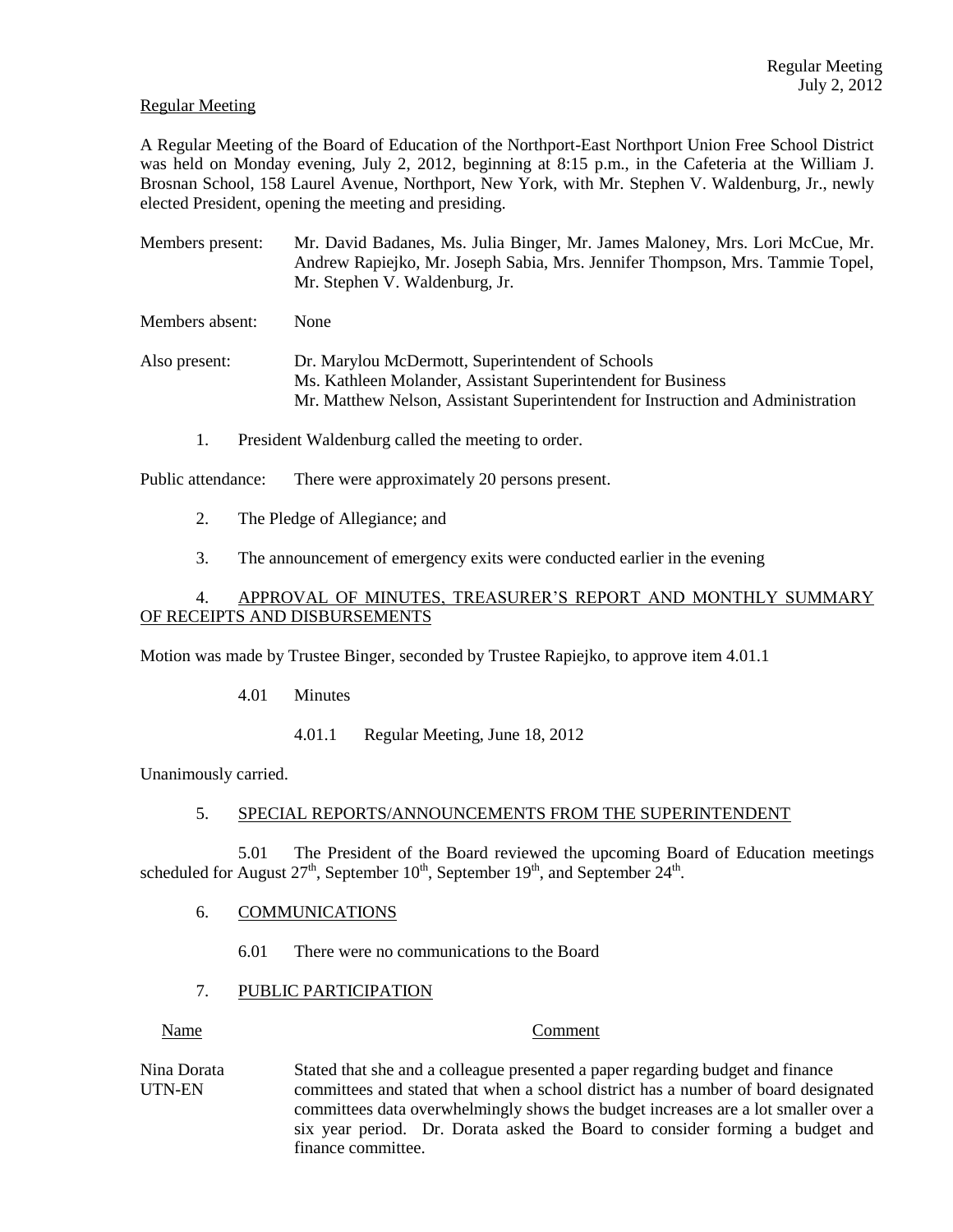Regular Meeting

A Regular Meeting of the Board of Education of the Northport-East Northport Union Free School District was held on Monday evening, July 2, 2012, beginning at 8:15 p.m., in the Cafeteria at the William J. Brosnan School, 158 Laurel Avenue, Northport, New York, with Mr. Stephen V. Waldenburg, Jr., newly elected President, opening the meeting and presiding.

Members present: Mr. David Badanes, Ms. Julia Binger, Mr. James Maloney, Mrs. Lori McCue, Mr. Andrew Rapiejko, Mr. Joseph Sabia, Mrs. Jennifer Thompson, Mrs. Tammie Topel, Mr. Stephen V. Waldenburg, Jr.

Members absent: None

Also present: Dr. Marylou McDermott, Superintendent of Schools
Ms. Kathleen Molander, Assistant Superintendent for Business
Mr. Matthew Nelson, Assistant Superintendent for Instruction and Administration

1. President Waldenburg called the meeting to order.

Public attendance: There were approximately 20 persons present.

2. The Pledge of Allegiance; and

3. The announcement of emergency exits were conducted earlier in the evening

4. APPROVAL OF MINUTES, TREASURER'S REPORT AND MONTHLY SUMMARY OF RECEIPTS AND DISBURSEMENTS

Motion was made by Trustee Binger, seconded by Trustee Rapiejko, to approve item 4.01.1

4.01 Minutes

4.01.1 Regular Meeting, June 18, 2012

Unanimously carried.

5. SPECIAL REPORTS/ANNOUNCEMENTS FROM THE SUPERINTENDENT

5.01 The President of the Board reviewed the upcoming Board of Education meetings scheduled for August 27th, September 10th, September 19th, and September 24th.

6. COMMUNICATIONS

6.01 There were no communications to the Board

7. PUBLIC PARTICIPATION

| Name | Comment |
|---|---|
| Nina Dorata UTN-EN | Stated that she and a colleague presented a paper regarding budget and finance committees and stated that when a school district has a number of board designated committees data overwhelmingly shows the budget increases are a lot smaller over a six year period. Dr. Dorata asked the Board to consider forming a budget and finance committee. |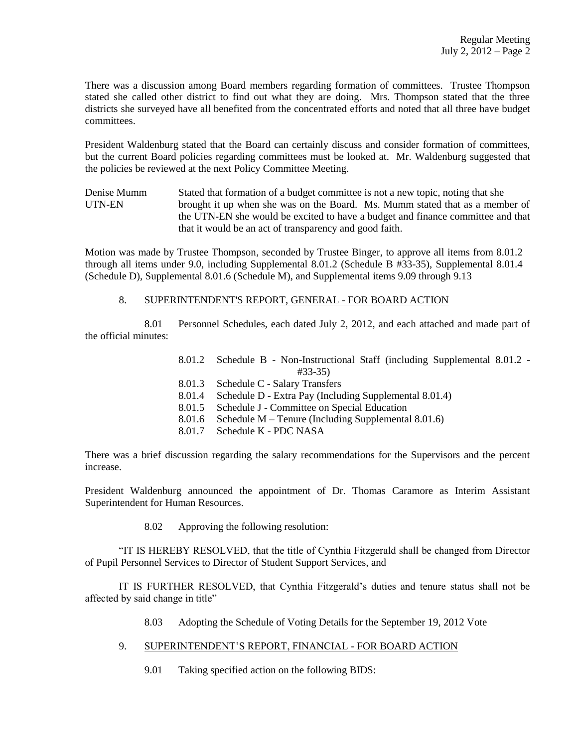There was a discussion among Board members regarding formation of committees. Trustee Thompson stated she called other district to find out what they are doing. Mrs. Thompson stated that the three districts she surveyed have all benefited from the concentrated efforts and noted that all three have budget committees.

President Waldenburg stated that the Board can certainly discuss and consider formation of committees, but the current Board policies regarding committees must be looked at. Mr. Waldenburg suggested that the policies be reviewed at the next Policy Committee Meeting.

Denise Mumm
UTN-EN

Stated that formation of a budget committee is not a new topic, noting that she brought it up when she was on the Board. Ms. Mumm stated that as a member of the UTN-EN she would be excited to have a budget and finance committee and that that it would be an act of transparency and good faith.

Motion was made by Trustee Thompson, seconded by Trustee Binger, to approve all items from 8.01.2 through all items under 9.0, including Supplemental 8.01.2 (Schedule B #33-35), Supplemental 8.01.4 (Schedule D), Supplemental 8.01.6 (Schedule M), and Supplemental items 9.09 through 9.13

8. SUPERINTENDENT'S REPORT, GENERAL - FOR BOARD ACTION

8.01 Personnel Schedules, each dated July 2, 2012, and each attached and made part of the official minutes:

- 8.01.2 Schedule B - Non-Instructional Staff (including Supplemental 8.01.2 - #33-35)
- 8.01.3 Schedule C - Salary Transfers
- 8.01.4 Schedule D - Extra Pay (Including Supplemental 8.01.4)
- 8.01.5 Schedule J - Committee on Special Education
- 8.01.6 Schedule M – Tenure (Including Supplemental 8.01.6)
- 8.01.7 Schedule K - PDC NASA

There was a brief discussion regarding the salary recommendations for the Supervisors and the percent increase.

President Waldenburg announced the appointment of Dr. Thomas Caramore as Interim Assistant Superintendent for Human Resources.

8.02 Approving the following resolution:

"IT IS HEREBY RESOLVED, that the title of Cynthia Fitzgerald shall be changed from Director of Pupil Personnel Services to Director of Student Support Services, and

IT IS FURTHER RESOLVED, that Cynthia Fitzgerald's duties and tenure status shall not be affected by said change in title"

8.03 Adopting the Schedule of Voting Details for the September 19, 2012 Vote

9. SUPERINTENDENT'S REPORT, FINANCIAL - FOR BOARD ACTION

9.01 Taking specified action on the following BIDS: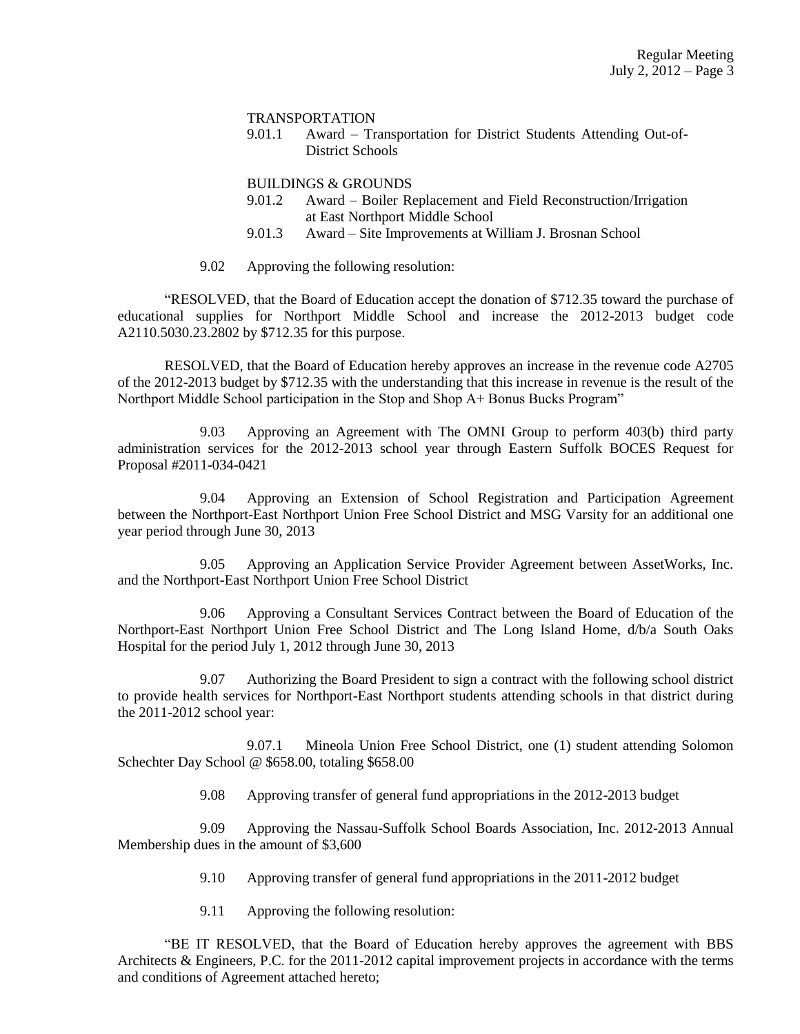TRANSPORTATION

9.01.1 Award – Transportation for District Students Attending Out-of-District Schools

BUILDINGS & GROUNDS

9.01.2 Award – Boiler Replacement and Field Reconstruction/Irrigation at East Northport Middle School

9.01.3 Award – Site Improvements at William J. Brosnan School

9.02 Approving the following resolution:

"RESOLVED, that the Board of Education accept the donation of $712.35 toward the purchase of educational supplies for Northport Middle School and increase the 2012-2013 budget code A2110.5030.23.2802 by $712.35 for this purpose.

RESOLVED, that the Board of Education hereby approves an increase in the revenue code A2705 of the 2012-2013 budget by $712.35 with the understanding that this increase in revenue is the result of the Northport Middle School participation in the Stop and Shop A+ Bonus Bucks Program"

9.03 Approving an Agreement with The OMNI Group to perform 403(b) third party administration services for the 2012-2013 school year through Eastern Suffolk BOCES Request for Proposal #2011-034-0421

9.04 Approving an Extension of School Registration and Participation Agreement between the Northport-East Northport Union Free School District and MSG Varsity for an additional one year period through June 30, 2013

9.05 Approving an Application Service Provider Agreement between AssetWorks, Inc. and the Northport-East Northport Union Free School District

9.06 Approving a Consultant Services Contract between the Board of Education of the Northport-East Northport Union Free School District and The Long Island Home, d/b/a South Oaks Hospital for the period July 1, 2012 through June 30, 2013

9.07 Authorizing the Board President to sign a contract with the following school district to provide health services for Northport-East Northport students attending schools in that district during the 2011-2012 school year:

9.07.1 Mineola Union Free School District, one (1) student attending Solomon Schechter Day School @ $658.00, totaling $658.00

9.08 Approving transfer of general fund appropriations in the 2012-2013 budget

9.09 Approving the Nassau-Suffolk School Boards Association, Inc. 2012-2013 Annual Membership dues in the amount of $3,600

9.10 Approving transfer of general fund appropriations in the 2011-2012 budget

9.11 Approving the following resolution:

"BE IT RESOLVED, that the Board of Education hereby approves the agreement with BBS Architects & Engineers, P.C. for the 2011-2012 capital improvement projects in accordance with the terms and conditions of Agreement attached hereto;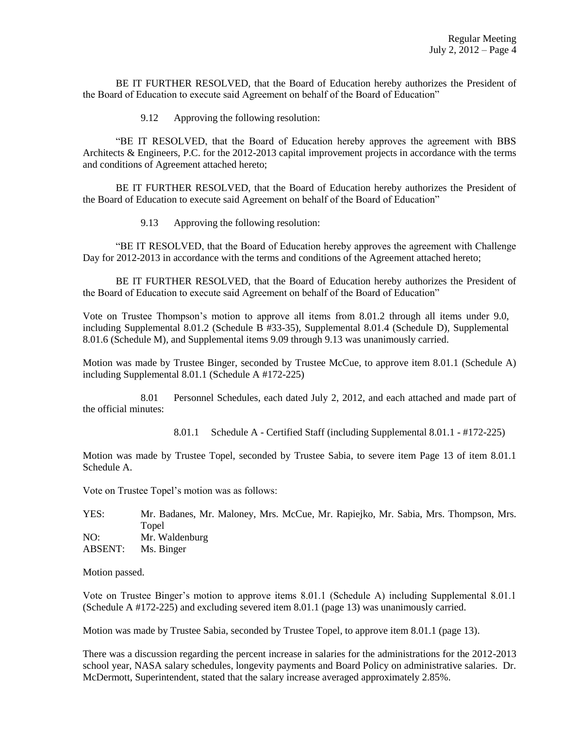BE IT FURTHER RESOLVED, that the Board of Education hereby authorizes the President of the Board of Education to execute said Agreement on behalf of the Board of Education"

9.12 Approving the following resolution:

"BE IT RESOLVED, that the Board of Education hereby approves the agreement with BBS Architects & Engineers, P.C. for the 2012-2013 capital improvement projects in accordance with the terms and conditions of Agreement attached hereto;

BE IT FURTHER RESOLVED, that the Board of Education hereby authorizes the President of the Board of Education to execute said Agreement on behalf of the Board of Education"

9.13 Approving the following resolution:

"BE IT RESOLVED, that the Board of Education hereby approves the agreement with Challenge Day for 2012-2013 in accordance with the terms and conditions of the Agreement attached hereto;

BE IT FURTHER RESOLVED, that the Board of Education hereby authorizes the President of the Board of Education to execute said Agreement on behalf of the Board of Education"

Vote on Trustee Thompson's motion to approve all items from 8.01.2 through all items under 9.0, including Supplemental 8.01.2 (Schedule B #33-35), Supplemental 8.01.4 (Schedule D), Supplemental 8.01.6 (Schedule M), and Supplemental items 9.09 through 9.13 was unanimously carried.

Motion was made by Trustee Binger, seconded by Trustee McCue, to approve item 8.01.1 (Schedule A) including Supplemental 8.01.1 (Schedule A #172-225)

8.01 Personnel Schedules, each dated July 2, 2012, and each attached and made part of the official minutes:

8.01.1 Schedule A - Certified Staff (including Supplemental 8.01.1 - #172-225)

Motion was made by Trustee Topel, seconded by Trustee Sabia, to severe item Page 13 of item 8.01.1 Schedule A.

Vote on Trustee Topel's motion was as follows:

YES: Mr. Badanes, Mr. Maloney, Mrs. McCue, Mr. Rapiejko, Mr. Sabia, Mrs. Thompson, Mrs. Topel
NO: Mr. Waldenburg
ABSENT: Ms. Binger

Motion passed.

Vote on Trustee Binger's motion to approve items 8.01.1 (Schedule A) including Supplemental 8.01.1 (Schedule A #172-225) and excluding severed item 8.01.1 (page 13) was unanimously carried.

Motion was made by Trustee Sabia, seconded by Trustee Topel, to approve item 8.01.1 (page 13).

There was a discussion regarding the percent increase in salaries for the administrations for the 2012-2013 school year, NASA salary schedules, longevity payments and Board Policy on administrative salaries. Dr. McDermott, Superintendent, stated that the salary increase averaged approximately 2.85%.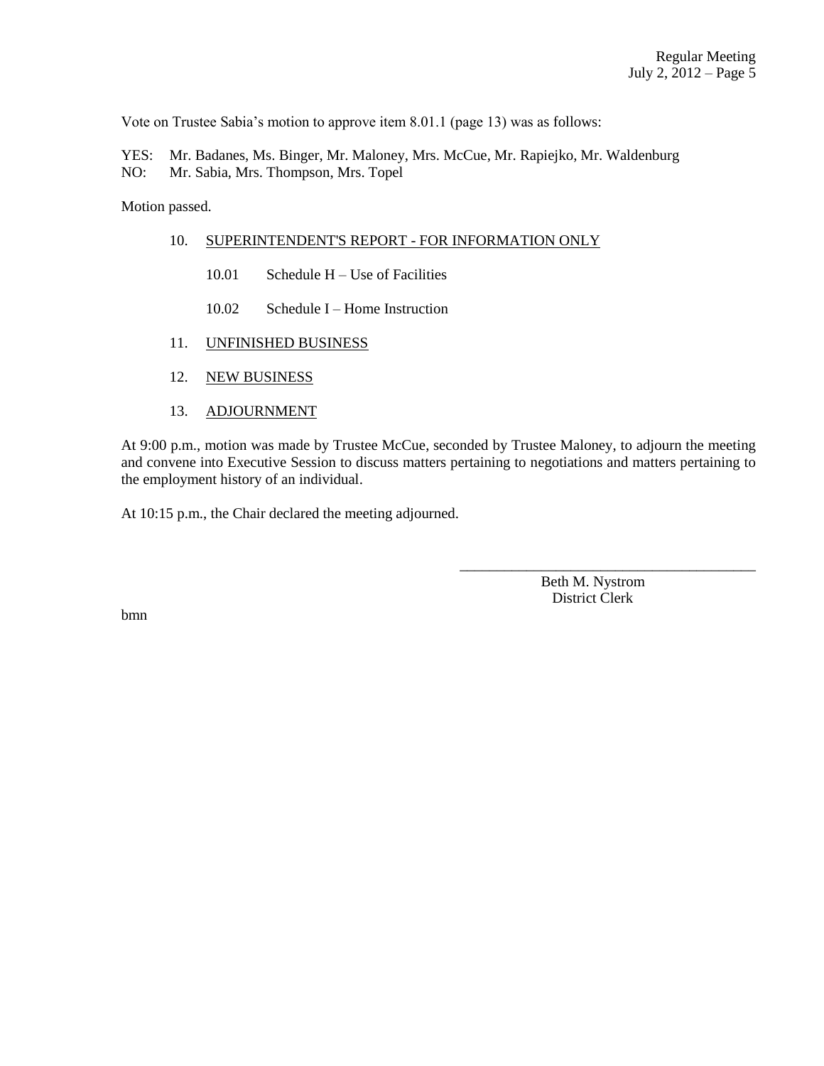Vote on Trustee Sabia's motion to approve item 8.01.1 (page 13) was as follows:

YES: Mr. Badanes, Ms. Binger, Mr. Maloney, Mrs. McCue, Mr. Rapiejko, Mr. Waldenburg
NO: Mr. Sabia, Mrs. Thompson, Mrs. Topel

Motion passed.

10. <u>SUPERINTENDENT'S REPORT - FOR INFORMATION ONLY</u>

    10.01 Schedule H – Use of Facilities

    10.02 Schedule I – Home Instruction

11. <u>UNFINISHED BUSINESS</u>

12. <u>NEW BUSINESS</u>

13. <u>ADJOURNMENT</u>

At 9:00 p.m., motion was made by Trustee McCue, seconded by Trustee Maloney, to adjourn the meeting and convene into Executive Session to discuss matters pertaining to negotiations and matters pertaining to the employment history of an individual.

At 10:15 p.m., the Chair declared the meeting adjourned.

\_\_\_\_\_\_\_\_\_\_\_\_\_\_\_\_\_\_\_\_\_\_\_\_\_\_\_\_\_\_\_\_\_\_\_\_\_\_\_\_

Beth M. Nystrom
District Clerk

bmn